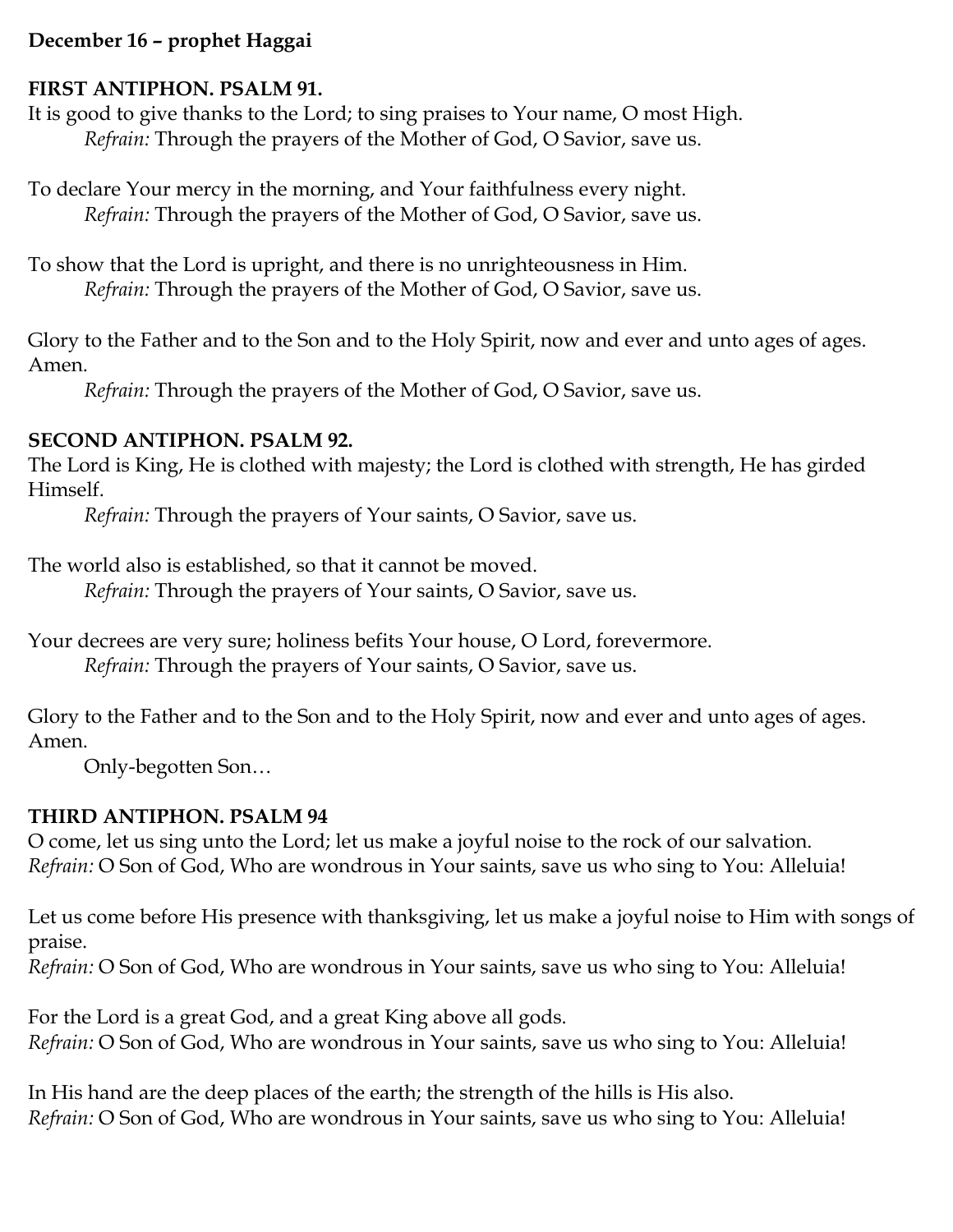**December 16 – prophet Haggai**

**FIRST ANTIPHON. PSALM 91.**

It is good to give thanks to the Lord; to sing praises to Your name, O most High.
*Refrain:* Through the prayers of the Mother of God, O Savior, save us.

To declare Your mercy in the morning, and Your faithfulness every night.
*Refrain:* Through the prayers of the Mother of God, O Savior, save us.

To show that the Lord is upright, and there is no unrighteousness in Him.
*Refrain:* Through the prayers of the Mother of God, O Savior, save us.

Glory to the Father and to the Son and to the Holy Spirit, now and ever and unto ages of ages. Amen.
*Refrain:* Through the prayers of the Mother of God, O Savior, save us.

**SECOND ANTIPHON. PSALM 92.**

The Lord is King, He is clothed with majesty; the Lord is clothed with strength, He has girded Himself.
*Refrain:* Through the prayers of Your saints, O Savior, save us.

The world also is established, so that it cannot be moved.
*Refrain:* Through the prayers of Your saints, O Savior, save us.

Your decrees are very sure; holiness befits Your house, O Lord, forevermore.
*Refrain:* Through the prayers of Your saints, O Savior, save us.

Glory to the Father and to the Son and to the Holy Spirit, now and ever and unto ages of ages. Amen.
Only-begotten Son…

**THIRD ANTIPHON. PSALM 94**

O come, let us sing unto the Lord; let us make a joyful noise to the rock of our salvation.
*Refrain:* O Son of God, Who are wondrous in Your saints, save us who sing to You: Alleluia!

Let us come before His presence with thanksgiving, let us make a joyful noise to Him with songs of praise.
*Refrain:* O Son of God, Who are wondrous in Your saints, save us who sing to You: Alleluia!

For the Lord is a great God, and a great King above all gods.
*Refrain:* O Son of God, Who are wondrous in Your saints, save us who sing to You: Alleluia!

In His hand are the deep places of the earth; the strength of the hills is His also.
*Refrain:* O Son of God, Who are wondrous in Your saints, save us who sing to You: Alleluia!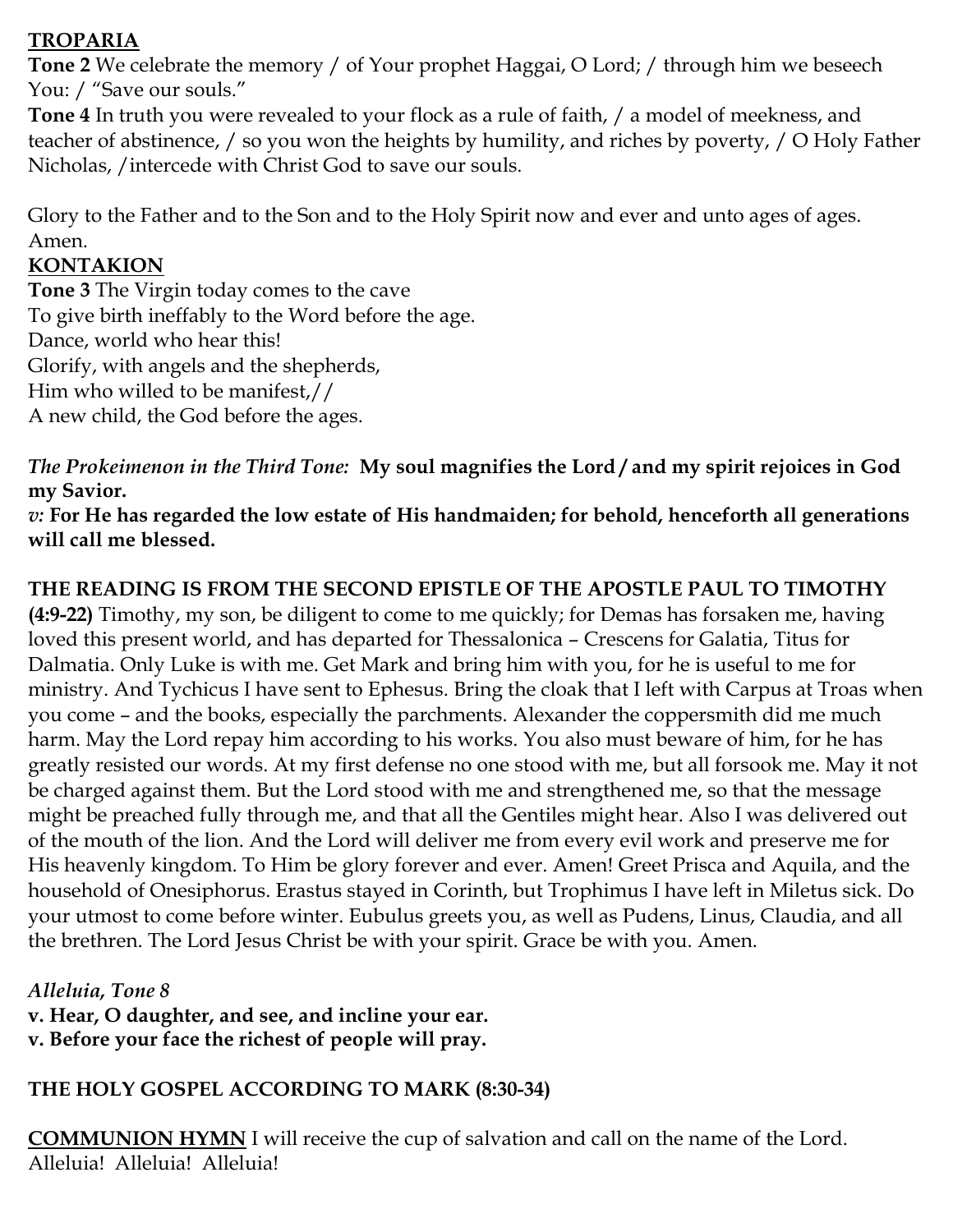**TROPARIA**

**Tone 2** We celebrate the memory / of Your prophet Haggai, O Lord; / through him we beseech You: / "Save our souls."

**Tone 4** In truth you were revealed to your flock as a rule of faith, / a model of meekness, and teacher of abstinence, / so you won the heights by humility, and riches by poverty, / O Holy Father Nicholas, /intercede with Christ God to save our souls.

Glory to the Father and to the Son and to the Holy Spirit now and ever and unto ages of ages. Amen.

**KONTAKION**

**Tone 3** The Virgin today comes to the cave
To give birth ineffably to the Word before the age.
Dance, world who hear this!
Glorify, with angels and the shepherds,
Him who willed to be manifest,//
A new child, the God before the ages.

*The Prokeimenon in the Third Tone:* **My soul magnifies the Lord / and my spirit rejoices in God my Savior.**

*v:* **For He has regarded the low estate of His handmaiden; for behold, henceforth all generations will call me blessed.**

**THE READING IS FROM THE SECOND EPISTLE OF THE APOSTLE PAUL TO TIMOTHY (4:9-22)** Timothy, my son, be diligent to come to me quickly; for Demas has forsaken me, having loved this present world, and has departed for Thessalonica – Crescens for Galatia, Titus for Dalmatia. Only Luke is with me. Get Mark and bring him with you, for he is useful to me for ministry. And Tychicus I have sent to Ephesus. Bring the cloak that I left with Carpus at Troas when you come – and the books, especially the parchments. Alexander the coppersmith did me much harm. May the Lord repay him according to his works. You also must beware of him, for he has greatly resisted our words. At my first defense no one stood with me, but all forsook me. May it not be charged against them. But the Lord stood with me and strengthened me, so that the message might be preached fully through me, and that all the Gentiles might hear. Also I was delivered out of the mouth of the lion. And the Lord will deliver me from every evil work and preserve me for His heavenly kingdom. To Him be glory forever and ever. Amen! Greet Prisca and Aquila, and the household of Onesiphorus. Erastus stayed in Corinth, but Trophimus I have left in Miletus sick. Do your utmost to come before winter. Eubulus greets you, as well as Pudens, Linus, Claudia, and all the brethren. The Lord Jesus Christ be with your spirit. Grace be with you. Amen.

*Alleluia, Tone 8*

**v. Hear, O daughter, and see, and incline your ear.**
**v. Before your face the richest of people will pray.**

**THE HOLY GOSPEL ACCORDING TO MARK (8:30-34)**

**COMMUNION HYMN** I will receive the cup of salvation and call on the name of the Lord. Alleluia! Alleluia! Alleluia!